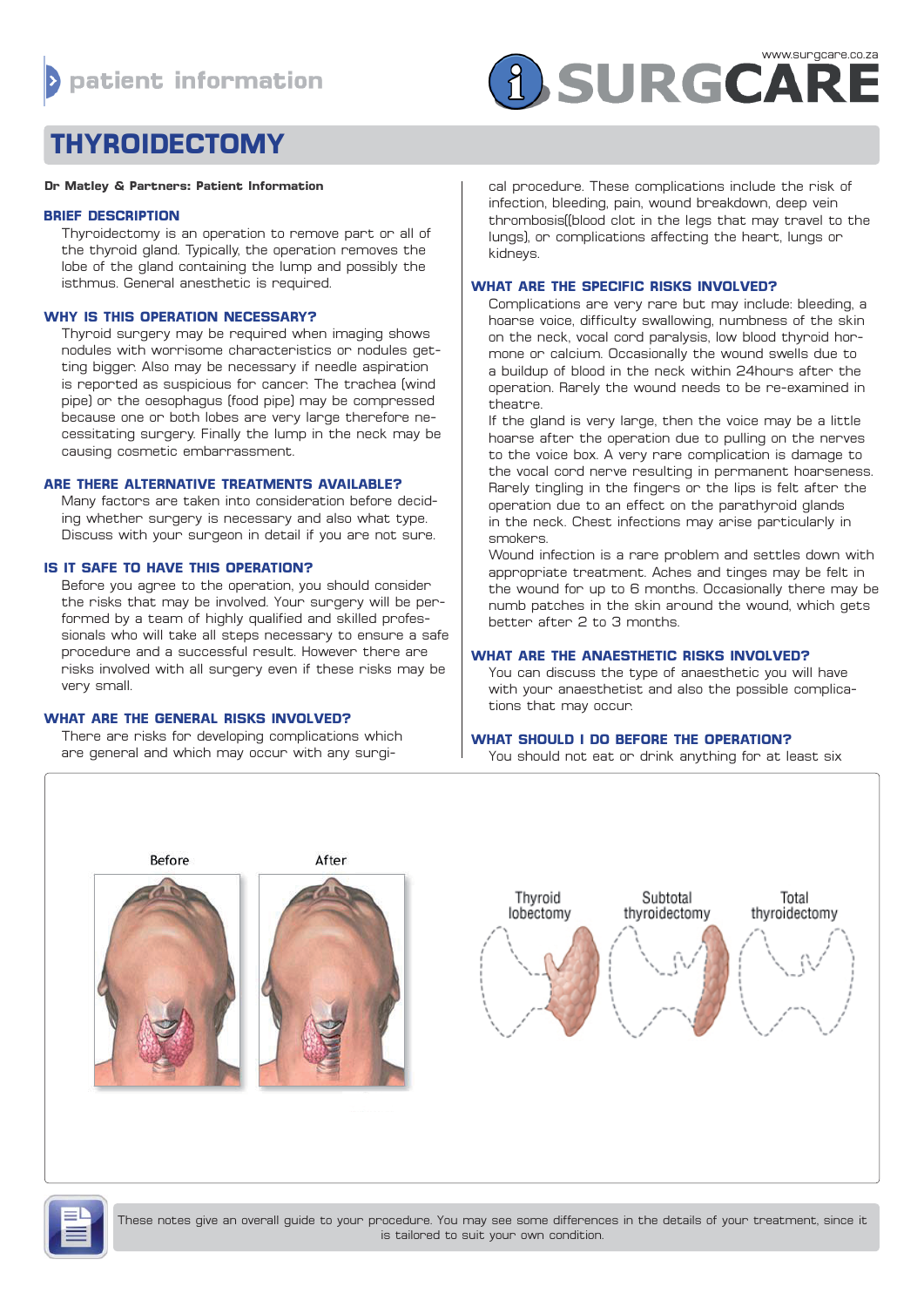# THYROIDECTOMY

**Dr Matley & Partners: Patient Information**

## BRIEF DESCRIPTION

Thyroidectomy is an operation to remove part or all of the thyroid gland. Typically, the operation removes the lobe of the gland containing the lump and possibly the isthmus. General anesthetic is required.

## WHY IS THIS OPERATION NECESSARY?

Thyroid surgery may be required when imaging shows nodules with worrisome characteristics or nodules getting bigger. Also may be necessary if needle aspiration is reported as suspicious for cancer. The trachea (wind pipe) or the oesophagus (food pipe) may be compressed because one or both lobes are very large therefore necessitating surgery. Finally the lump in the neck may be causing cosmetic embarrassment.

## ARE THERE ALTERNATIVE TREATMENTS AVAILABLE?

Many factors are taken into consideration before deciding whether surgery is necessary and also what type. Discuss with your surgeon in detail if you are not sure.

## IS IT SAFE TO HAVE THIS OPERATION?

Before you agree to the operation, you should consider the risks that may be involved. Your surgery will be performed by a team of highly qualified and skilled professionals who will take all steps necessary to ensure a safe procedure and a successful result. However there are risks involved with all surgery even if these risks may be very small.

## WHAT ARE THE GENERAL RISKS INVOLVED?

There are risks for developing complications which are general and which may occur with any surgical procedure. These complications include the risk of infection, bleeding, pain, wound breakdown, deep vein thrombosis((blood clot in the legs that may travel to the lungs), or complications affecting the heart, lungs or kidneys.

## WHAT ARE THE SPECIFIC RISKS INVOLVED?

Complications are very rare but may include: bleeding, a hoarse voice, difficulty swallowing, numbness of the skin on the neck, vocal cord paralysis, low blood thyroid hormone or calcium. Occasionally the wound swells due to a buildup of blood in the neck within 24hours after the operation. Rarely the wound needs to be re-examined in theatre.

If the gland is very large, then the voice may be a little hoarse after the operation due to pulling on the nerves to the voice box. A very rare complication is damage to the vocal cord nerve resulting in permanent hoarseness. Rarely tingling in the fingers or the lips is felt after the operation due to an effect on the parathyroid glands in the neck. Chest infections may arise particularly in smokers.

Wound infection is a rare problem and settles down with appropriate treatment. Aches and tinges may be felt in the wound for up to 6 months. Occasionally there may be numb patches in the skin around the wound, which gets better after 2 to 3 months.

## WHAT ARE THE ANAESTHETIC RISKS INVOLVED?

You can discuss the type of anaesthetic you will have with your anaesthetist and also the possible complications that may occur.

## WHAT SHOULD I DO BEFORE THE OPERATION?

You should not eat or drink anything for at least six

Before | After

Thyroid lobectomy | Subtotal thyroidectomy | Total thyroidectomy

These notes give an overall guide to your procedure. You may see some differences in the details of your treatment, since it is tailored to suit your own condition.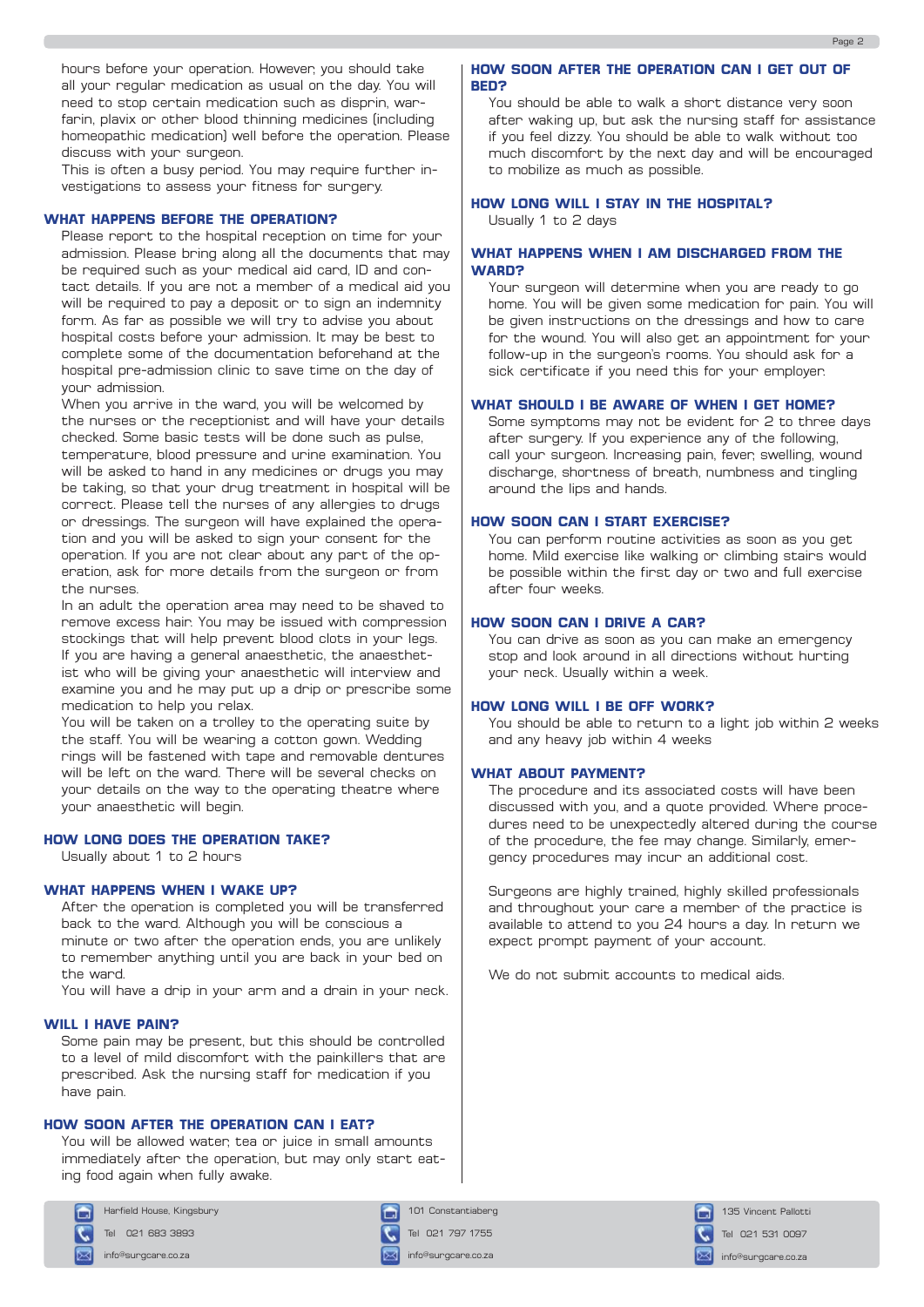hours before your operation. However, you should take all your regular medication as usual on the day. You will need to stop certain medication such as disprin, warfarin, plavix or other blood thinning medicines (including homeopathic medication) well before the operation. Please discuss with your surgeon.

This is often a busy period. You may require further investigations to assess your fitness for surgery.

## WHAT HAPPENS BEFORE THE OPERATION?

Please report to the hospital reception on time for your admission. Please bring along all the documents that may be required such as your medical aid card, ID and contact details. If you are not a member of a medical aid you will be required to pay a deposit or to sign an indemnity form. As far as possible we will try to advise you about hospital costs before your admission. It may be best to complete some of the documentation beforehand at the hospital pre-admission clinic to save time on the day of your admission.

When you arrive in the ward, you will be welcomed by the nurses or the receptionist and will have your details checked. Some basic tests will be done such as pulse, temperature, blood pressure and urine examination. You will be asked to hand in any medicines or drugs you may be taking, so that your drug treatment in hospital will be correct. Please tell the nurses of any allergies to drugs or dressings. The surgeon will have explained the operation and you will be asked to sign your consent for the operation. If you are not clear about any part of the operation, ask for more details from the surgeon or from the nurses.

In an adult the operation area may need to be shaved to remove excess hair. You may be issued with compression stockings that will help prevent blood clots in your legs. If you are having a general anaesthetic, the anaesthetist who will be giving your anaesthetic will interview and examine you and he may put up a drip or prescribe some medication to help you relax.

You will be taken on a trolley to the operating suite by the staff. You will be wearing a cotton gown. Wedding rings will be fastened with tape and removable dentures will be left on the ward. There will be several checks on your details on the way to the operating theatre where your anaesthetic will begin.

## HOW LONG DOES THE OPERATION TAKE?

Usually about 1 to 2 hours

## WHAT HAPPENS WHEN I WAKE UP?

After the operation is completed you will be transferred back to the ward. Although you will be conscious a minute or two after the operation ends, you are unlikely to remember anything until you are back in your bed on the ward.

You will have a drip in your arm and a drain in your neck.

## WILL I HAVE PAIN?

Some pain may be present, but this should be controlled to a level of mild discomfort with the painkillers that are prescribed. Ask the nursing staff for medication if you have pain.

## HOW SOON AFTER THE OPERATION CAN I EAT?

You will be allowed water, tea or juice in small amounts immediately after the operation, but may only start eating food again when fully awake.

## HOW SOON AFTER THE OPERATION CAN I GET OUT OF BED?

You should be able to walk a short distance very soon after waking up, but ask the nursing staff for assistance if you feel dizzy. You should be able to walk without too much discomfort by the next day and will be encouraged to mobilize as much as possible.

## HOW LONG WILL I STAY IN THE HOSPITAL?

Usually 1 to 2 days

## WHAT HAPPENS WHEN I AM DISCHARGED FROM THE WARD?

Your surgeon will determine when you are ready to go home. You will be given some medication for pain. You will be given instructions on the dressings and how to care for the wound. You will also get an appointment for your follow-up in the surgeon's rooms. You should ask for a sick certificate if you need this for your employer.

## WHAT SHOULD I BE AWARE OF WHEN I GET HOME?

Some symptoms may not be evident for 2 to three days after surgery. If you experience any of the following, call your surgeon. Increasing pain, fever, swelling, wound discharge, shortness of breath, numbness and tingling around the lips and hands.

## HOW SOON CAN I START EXERCISE?

You can perform routine activities as soon as you get home. Mild exercise like walking or climbing stairs would be possible within the first day or two and full exercise after four weeks.

## HOW SOON CAN I DRIVE A CAR?

You can drive as soon as you can make an emergency stop and look around in all directions without hurting your neck. Usually within a week.

## HOW LONG WILL I BE OFF WORK?

You should be able to return to a light job within 2 weeks and any heavy job within 4 weeks

## WHAT ABOUT PAYMENT?

The procedure and its associated costs will have been discussed with you, and a quote provided. Where procedures need to be unexpectedly altered during the course of the procedure, the fee may change. Similarly, emergency procedures may incur an additional cost.

Surgeons are highly trained, highly skilled professionals and throughout your care a member of the practice is available to attend to you 24 hours a day. In return we expect prompt payment of your account.

We do not submit accounts to medical aids.

Harfield House, Kingsbury
Tel 021 683 3893
info@surgcare.co.za

101 Constantiaberg
Tel 021 797 1755
info@surgcare.co.za

135 Vincent Pallotti
Tel 021 531 0097
info@surgcare.co.za